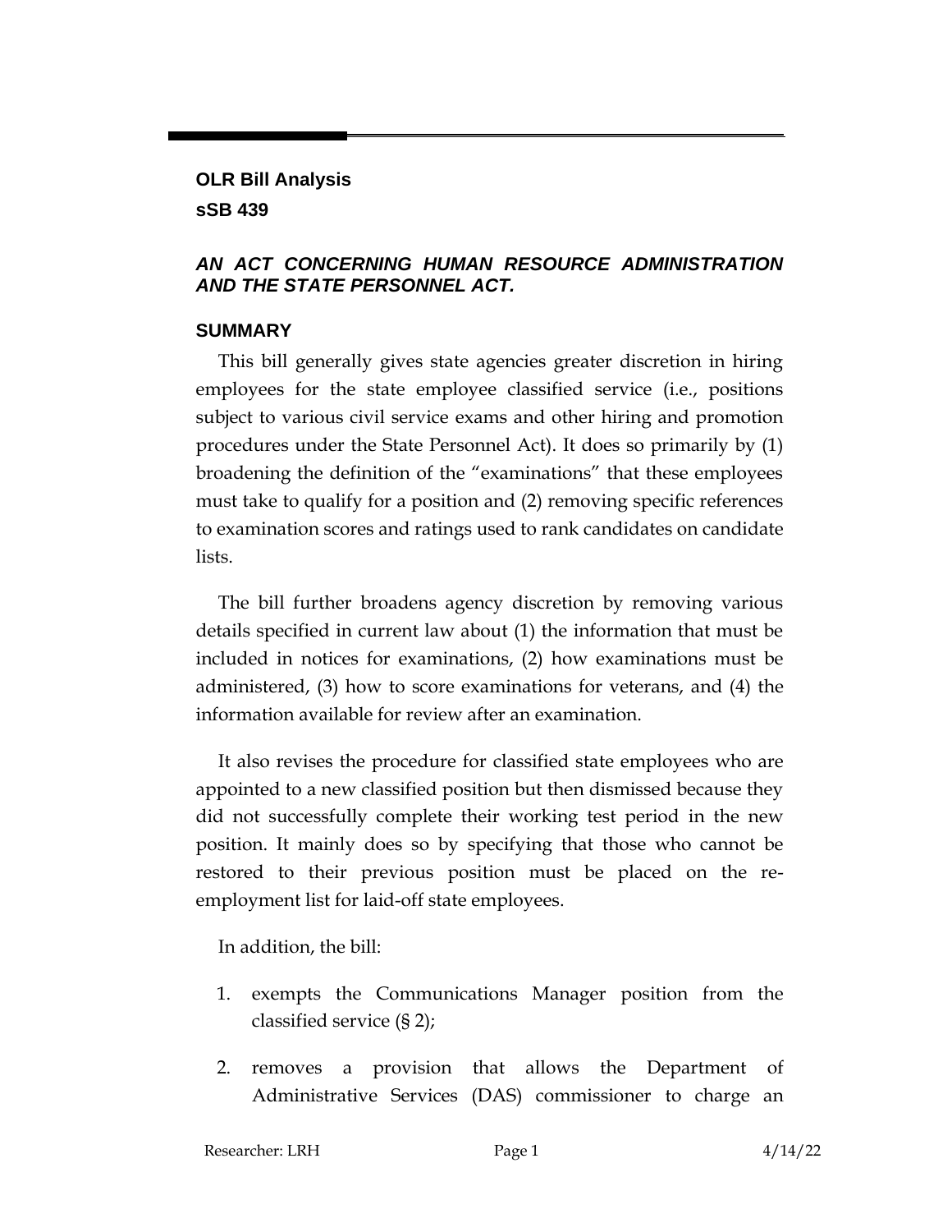**OLR Bill Analysis**

**sSB 439**

***AN ACT CONCERNING HUMAN RESOURCE ADMINISTRATION AND THE STATE PERSONNEL ACT.***

## SUMMARY

This bill generally gives state agencies greater discretion in hiring employees for the state employee classified service (i.e., positions subject to various civil service exams and other hiring and promotion procedures under the State Personnel Act). It does so primarily by (1) broadening the definition of the "examinations" that these employees must take to qualify for a position and (2) removing specific references to examination scores and ratings used to rank candidates on candidate lists.

The bill further broadens agency discretion by removing various details specified in current law about (1) the information that must be included in notices for examinations, (2) how examinations must be administered, (3) how to score examinations for veterans, and (4) the information available for review after an examination.

It also revises the procedure for classified state employees who are appointed to a new classified position but then dismissed because they did not successfully complete their working test period in the new position. It mainly does so by specifying that those who cannot be restored to their previous position must be placed on the re-employment list for laid-off state employees.

In addition, the bill:

1. exempts the Communications Manager position from the classified service (§ 2);
2. removes a provision that allows the Department of Administrative Services (DAS) commissioner to charge an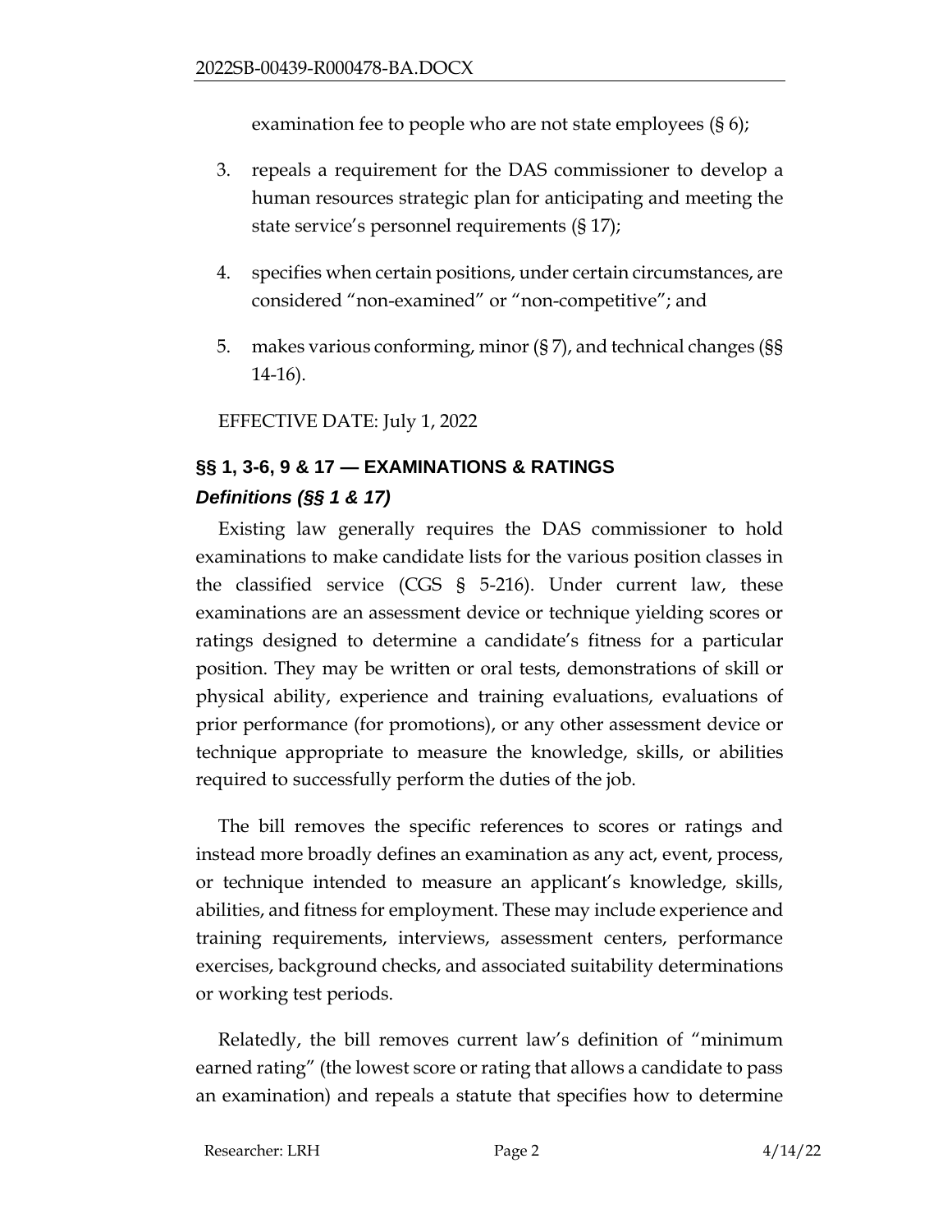examination fee to people who are not state employees (§ 6);

3. repeals a requirement for the DAS commissioner to develop a human resources strategic plan for anticipating and meeting the state service's personnel requirements (§ 17);
4. specifies when certain positions, under certain circumstances, are considered "non-examined" or "non-competitive"; and
5. makes various conforming, minor (§ 7), and technical changes (§§ 14-16).

EFFECTIVE DATE: July 1, 2022

## §§ 1, 3-6, 9 & 17 — EXAMINATIONS & RATINGS

### *Definitions (§§ 1 & 17)*

Existing law generally requires the DAS commissioner to hold examinations to make candidate lists for the various position classes in the classified service (CGS § 5-216). Under current law, these examinations are an assessment device or technique yielding scores or ratings designed to determine a candidate's fitness for a particular position. They may be written or oral tests, demonstrations of skill or physical ability, experience and training evaluations, evaluations of prior performance (for promotions), or any other assessment device or technique appropriate to measure the knowledge, skills, or abilities required to successfully perform the duties of the job.

The bill removes the specific references to scores or ratings and instead more broadly defines an examination as any act, event, process, or technique intended to measure an applicant's knowledge, skills, abilities, and fitness for employment. These may include experience and training requirements, interviews, assessment centers, performance exercises, background checks, and associated suitability determinations or working test periods.

Relatedly, the bill removes current law's definition of "minimum earned rating" (the lowest score or rating that allows a candidate to pass an examination) and repeals a statute that specifies how to determine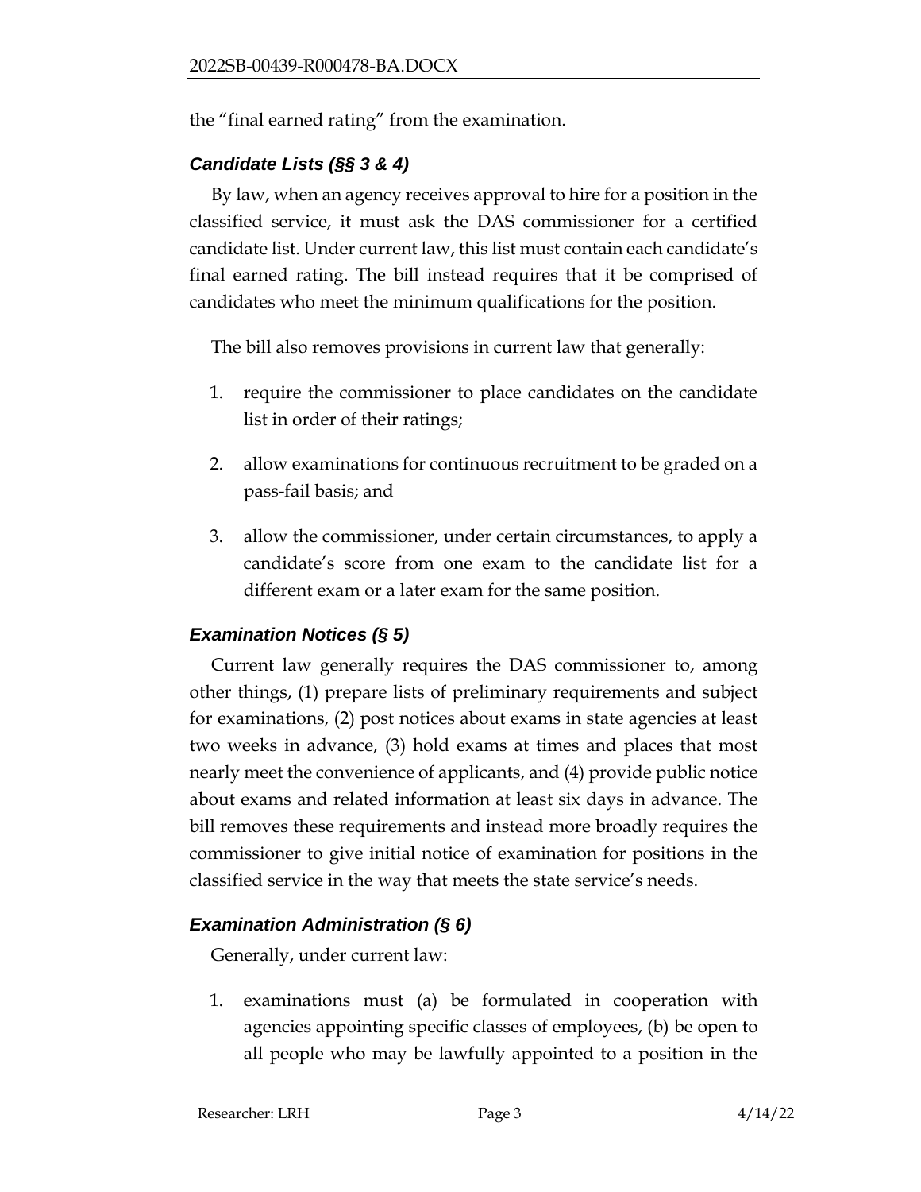the "final earned rating" from the examination.

### *Candidate Lists (§§ 3 & 4)*

By law, when an agency receives approval to hire for a position in the classified service, it must ask the DAS commissioner for a certified candidate list. Under current law, this list must contain each candidate's final earned rating. The bill instead requires that it be comprised of candidates who meet the minimum qualifications for the position.

The bill also removes provisions in current law that generally:

1. require the commissioner to place candidates on the candidate list in order of their ratings;
2. allow examinations for continuous recruitment to be graded on a pass-fail basis; and
3. allow the commissioner, under certain circumstances, to apply a candidate's score from one exam to the candidate list for a different exam or a later exam for the same position.

### *Examination Notices (§ 5)*

Current law generally requires the DAS commissioner to, among other things, (1) prepare lists of preliminary requirements and subject for examinations, (2) post notices about exams in state agencies at least two weeks in advance, (3) hold exams at times and places that most nearly meet the convenience of applicants, and (4) provide public notice about exams and related information at least six days in advance. The bill removes these requirements and instead more broadly requires the commissioner to give initial notice of examination for positions in the classified service in the way that meets the state service's needs.

### *Examination Administration (§ 6)*

Generally, under current law:

1. examinations must (a) be formulated in cooperation with agencies appointing specific classes of employees, (b) be open to all people who may be lawfully appointed to a position in the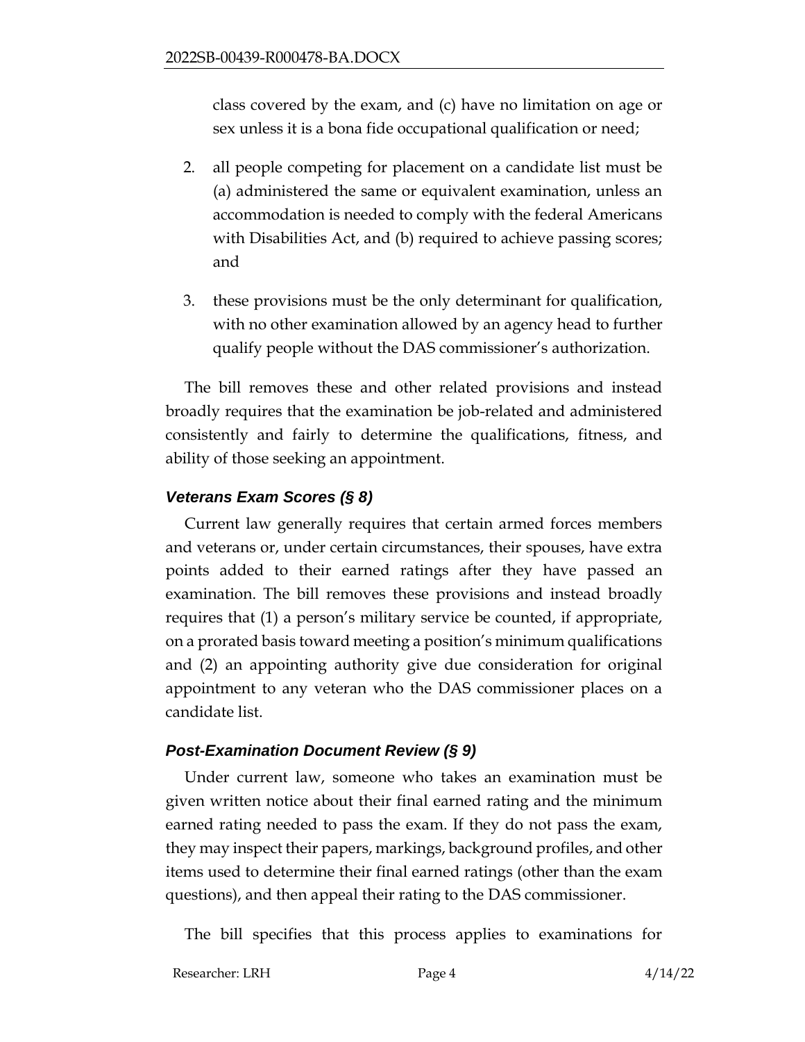class covered by the exam, and (c) have no limitation on age or sex unless it is a bona fide occupational qualification or need;

2. all people competing for placement on a candidate list must be (a) administered the same or equivalent examination, unless an accommodation is needed to comply with the federal Americans with Disabilities Act, and (b) required to achieve passing scores; and

3. these provisions must be the only determinant for qualification, with no other examination allowed by an agency head to further qualify people without the DAS commissioner's authorization.

The bill removes these and other related provisions and instead broadly requires that the examination be job-related and administered consistently and fairly to determine the qualifications, fitness, and ability of those seeking an appointment.

### *Veterans Exam Scores (§ 8)*

Current law generally requires that certain armed forces members and veterans or, under certain circumstances, their spouses, have extra points added to their earned ratings after they have passed an examination. The bill removes these provisions and instead broadly requires that (1) a person's military service be counted, if appropriate, on a prorated basis toward meeting a position's minimum qualifications and (2) an appointing authority give due consideration for original appointment to any veteran who the DAS commissioner places on a candidate list.

### *Post-Examination Document Review (§ 9)*

Under current law, someone who takes an examination must be given written notice about their final earned rating and the minimum earned rating needed to pass the exam. If they do not pass the exam, they may inspect their papers, markings, background profiles, and other items used to determine their final earned ratings (other than the exam questions), and then appeal their rating to the DAS commissioner.

The bill specifies that this process applies to examinations for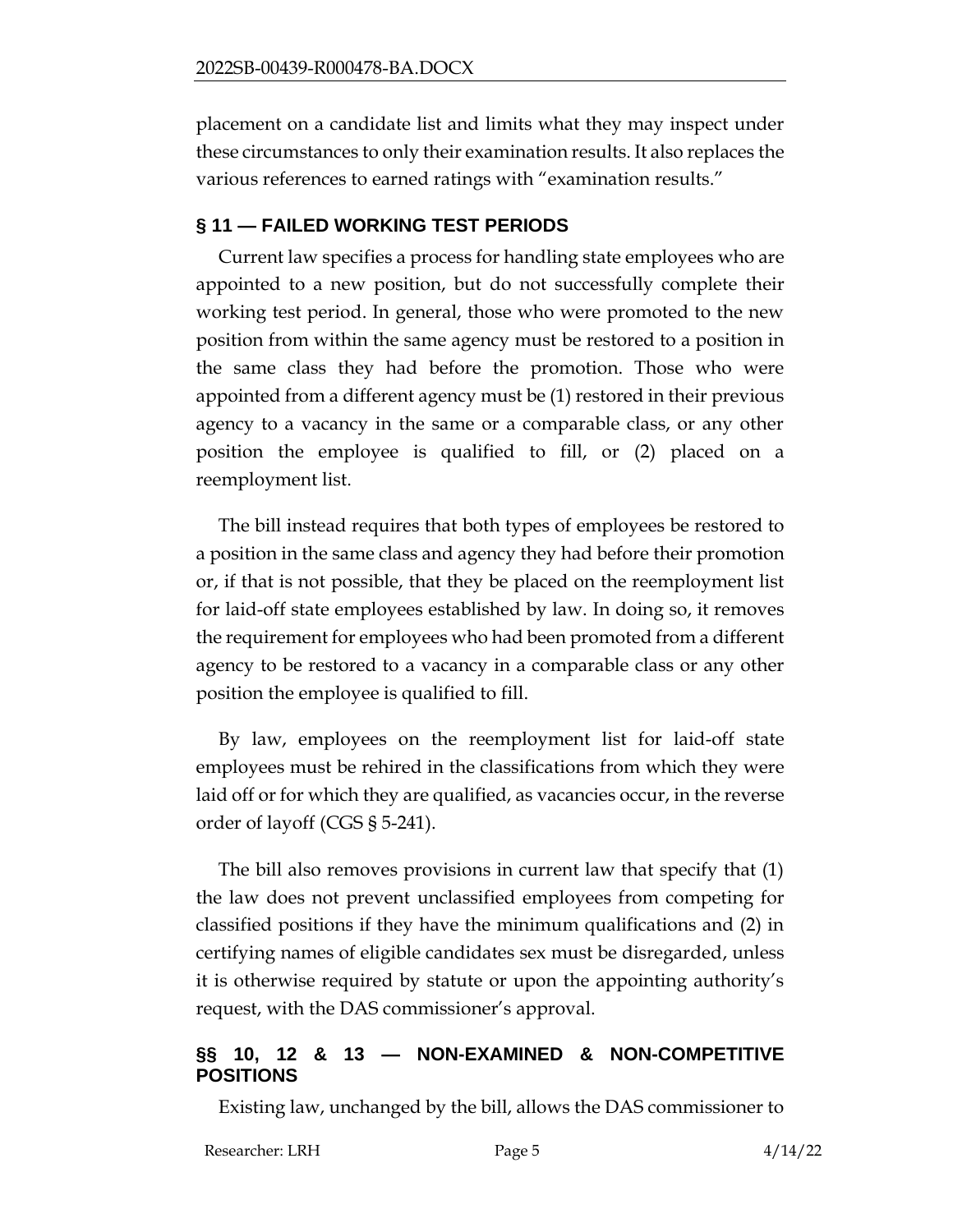placement on a candidate list and limits what they may inspect under these circumstances to only their examination results. It also replaces the various references to earned ratings with "examination results."

## § 11 — FAILED WORKING TEST PERIODS

Current law specifies a process for handling state employees who are appointed to a new position, but do not successfully complete their working test period. In general, those who were promoted to the new position from within the same agency must be restored to a position in the same class they had before the promotion. Those who were appointed from a different agency must be (1) restored in their previous agency to a vacancy in the same or a comparable class, or any other position the employee is qualified to fill, or (2) placed on a reemployment list.

The bill instead requires that both types of employees be restored to a position in the same class and agency they had before their promotion or, if that is not possible, that they be placed on the reemployment list for laid-off state employees established by law. In doing so, it removes the requirement for employees who had been promoted from a different agency to be restored to a vacancy in a comparable class or any other position the employee is qualified to fill.

By law, employees on the reemployment list for laid-off state employees must be rehired in the classifications from which they were laid off or for which they are qualified, as vacancies occur, in the reverse order of layoff (CGS § 5-241).

The bill also removes provisions in current law that specify that (1) the law does not prevent unclassified employees from competing for classified positions if they have the minimum qualifications and (2) in certifying names of eligible candidates sex must be disregarded, unless it is otherwise required by statute or upon the appointing authority's request, with the DAS commissioner's approval.

## §§ 10, 12 & 13 — NON-EXAMINED & NON-COMPETITIVE POSITIONS

Existing law, unchanged by the bill, allows the DAS commissioner to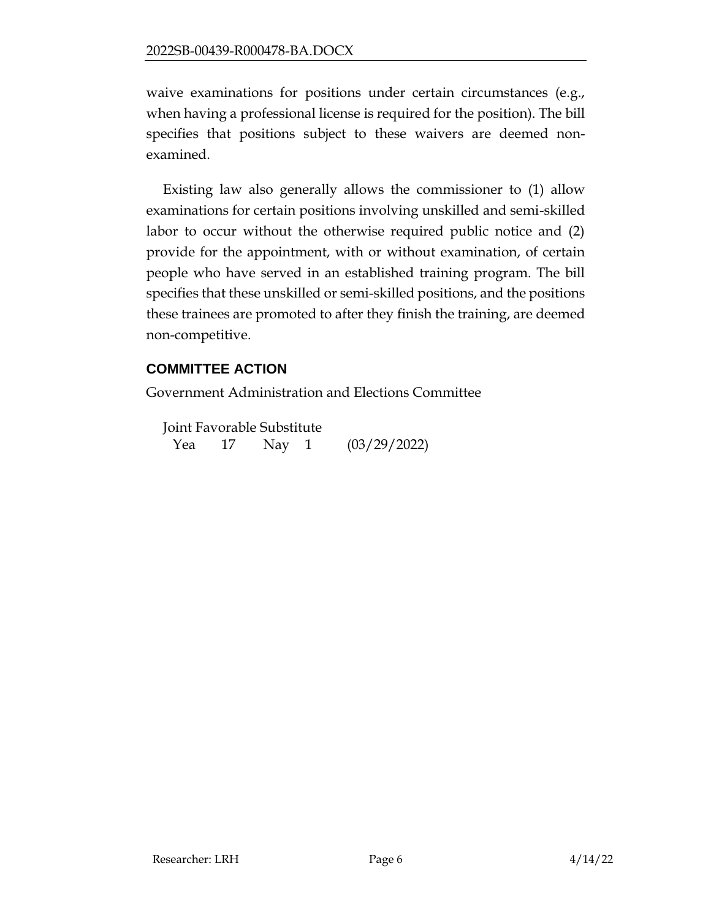waive examinations for positions under certain circumstances (e.g., when having a professional license is required for the position). The bill specifies that positions subject to these waivers are deemed non-examined.

Existing law also generally allows the commissioner to (1) allow examinations for certain positions involving unskilled and semi-skilled labor to occur without the otherwise required public notice and (2) provide for the appointment, with or without examination, of certain people who have served in an established training program. The bill specifies that these unskilled or semi-skilled positions, and the positions these trainees are promoted to after they finish the training, are deemed non-competitive.

## COMMITTEE ACTION

Government Administration and Elections Committee

Joint Favorable Substitute
Yea 17 Nay 1 (03/29/2022)